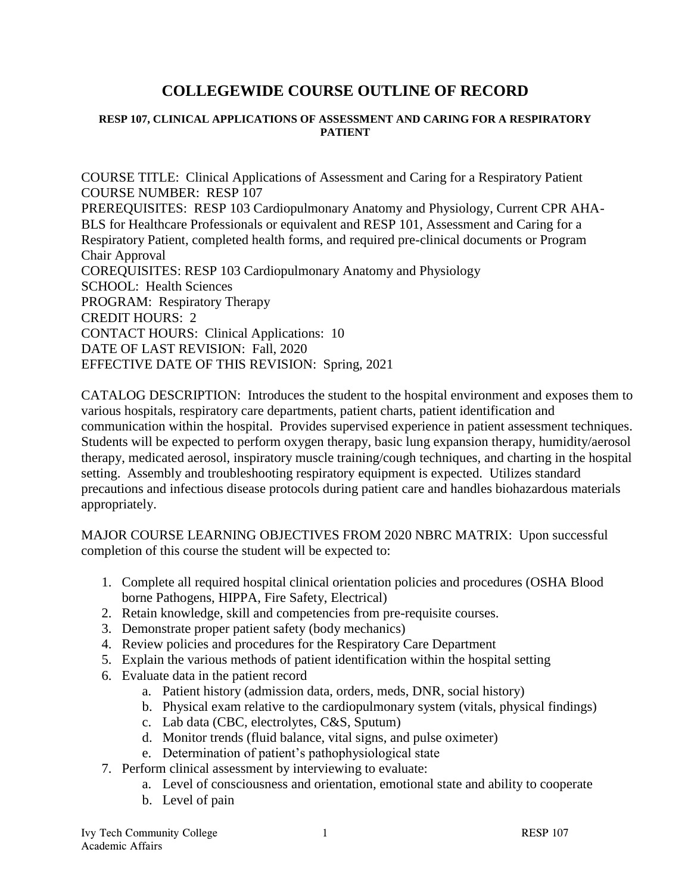# COLLEGEWIDE COURSE OUTLINE OF RECORD

### RESP 107, CLINICAL APPLICATIONS OF ASSESSMENT AND CARING FOR A RESPIRATORY PATIENT

COURSE TITLE: Clinical Applications of Assessment and Caring for a Respiratory Patient
COURSE NUMBER: RESP 107
PREREQUISITES: RESP 103 Cardiopulmonary Anatomy and Physiology, Current CPR AHA-BLS for Healthcare Professionals or equivalent and RESP 101, Assessment and Caring for a Respiratory Patient, completed health forms, and required pre-clinical documents or Program Chair Approval
COREQUISITES: RESP 103 Cardiopulmonary Anatomy and Physiology
SCHOOL: Health Sciences
PROGRAM: Respiratory Therapy
CREDIT HOURS: 2
CONTACT HOURS: Clinical Applications: 10
DATE OF LAST REVISION: Fall, 2020
EFFECTIVE DATE OF THIS REVISION: Spring, 2021

CATALOG DESCRIPTION: Introduces the student to the hospital environment and exposes them to various hospitals, respiratory care departments, patient charts, patient identification and communication within the hospital. Provides supervised experience in patient assessment techniques. Students will be expected to perform oxygen therapy, basic lung expansion therapy, humidity/aerosol therapy, medicated aerosol, inspiratory muscle training/cough techniques, and charting in the hospital setting. Assembly and troubleshooting respiratory equipment is expected. Utilizes standard precautions and infectious disease protocols during patient care and handles biohazardous materials appropriately.

MAJOR COURSE LEARNING OBJECTIVES FROM 2020 NBRC MATRIX: Upon successful completion of this course the student will be expected to:

1. Complete all required hospital clinical orientation policies and procedures (OSHA Blood borne Pathogens, HIPPA, Fire Safety, Electrical)
2. Retain knowledge, skill and competencies from pre-requisite courses.
3. Demonstrate proper patient safety (body mechanics)
4. Review policies and procedures for the Respiratory Care Department
5. Explain the various methods of patient identification within the hospital setting
6. Evaluate data in the patient record
   a. Patient history (admission data, orders, meds, DNR, social history)
   b. Physical exam relative to the cardiopulmonary system (vitals, physical findings)
   c. Lab data (CBC, electrolytes, C&S, Sputum)
   d. Monitor trends (fluid balance, vital signs, and pulse oximeter)
   e. Determination of patient's pathophysiological state
7. Perform clinical assessment by interviewing to evaluate:
   a. Level of consciousness and orientation, emotional state and ability to cooperate
   b. Level of pain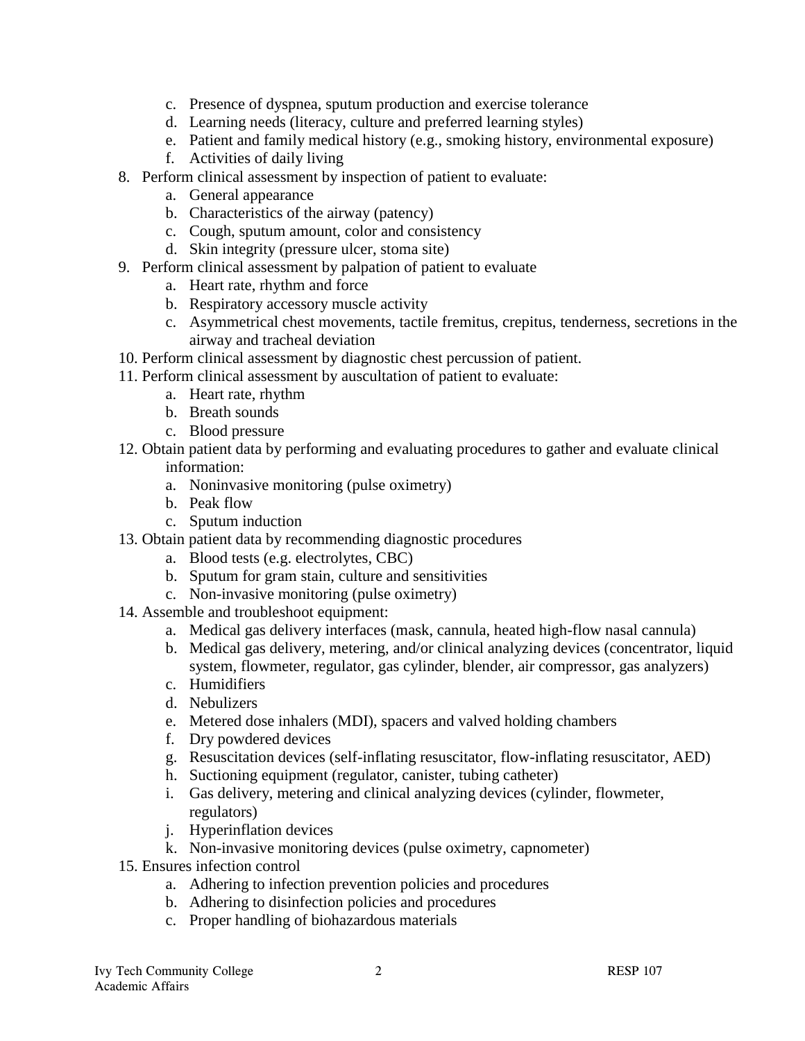c. Presence of dyspnea, sputum production and exercise tolerance
   d. Learning needs (literacy, culture and preferred learning styles)
   e. Patient and family medical history (e.g., smoking history, environmental exposure)
   f. Activities of daily living
8. Perform clinical assessment by inspection of patient to evaluate:
   a. General appearance
   b. Characteristics of the airway (patency)
   c. Cough, sputum amount, color and consistency
   d. Skin integrity (pressure ulcer, stoma site)
9. Perform clinical assessment by palpation of patient to evaluate
   a. Heart rate, rhythm and force
   b. Respiratory accessory muscle activity
   c. Asymmetrical chest movements, tactile fremitus, crepitus, tenderness, secretions in the airway and tracheal deviation
10. Perform clinical assessment by diagnostic chest percussion of patient.
11. Perform clinical assessment by auscultation of patient to evaluate:
    a. Heart rate, rhythm
    b. Breath sounds
    c. Blood pressure
12. Obtain patient data by performing and evaluating procedures to gather and evaluate clinical information:
    a. Noninvasive monitoring (pulse oximetry)
    b. Peak flow
    c. Sputum induction
13. Obtain patient data by recommending diagnostic procedures
    a. Blood tests (e.g. electrolytes, CBC)
    b. Sputum for gram stain, culture and sensitivities
    c. Non-invasive monitoring (pulse oximetry)
14. Assemble and troubleshoot equipment:
    a. Medical gas delivery interfaces (mask, cannula, heated high-flow nasal cannula)
    b. Medical gas delivery, metering, and/or clinical analyzing devices (concentrator, liquid system, flowmeter, regulator, gas cylinder, blender, air compressor, gas analyzers)
    c. Humidifiers
    d. Nebulizers
    e. Metered dose inhalers (MDI), spacers and valved holding chambers
    f. Dry powdered devices
    g. Resuscitation devices (self-inflating resuscitator, flow-inflating resuscitator, AED)
    h. Suctioning equipment (regulator, canister, tubing catheter)
    i. Gas delivery, metering and clinical analyzing devices (cylinder, flowmeter, regulators)
    j. Hyperinflation devices
    k. Non-invasive monitoring devices (pulse oximetry, capnometer)
15. Ensures infection control
    a. Adhering to infection prevention policies and procedures
    b. Adhering to disinfection policies and procedures
    c. Proper handling of biohazardous materials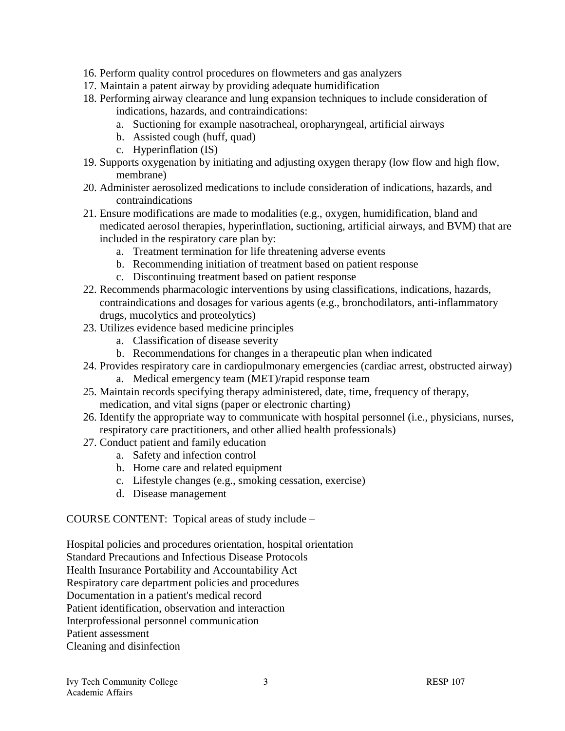16. Perform quality control procedures on flowmeters and gas analyzers
17. Maintain a patent airway by providing adequate humidification
18. Performing airway clearance and lung expansion techniques to include consideration of indications, hazards, and contraindications:
    a. Suctioning for example nasotracheal, oropharyngeal, artificial airways
    b. Assisted cough (huff, quad)
    c. Hyperinflation (IS)
19. Supports oxygenation by initiating and adjusting oxygen therapy (low flow and high flow, membrane)
20. Administer aerosolized medications to include consideration of indications, hazards, and contraindications
21. Ensure modifications are made to modalities (e.g., oxygen, humidification, bland and medicated aerosol therapies, hyperinflation, suctioning, artificial airways, and BVM) that are included in the respiratory care plan by:
    a. Treatment termination for life threatening adverse events
    b. Recommending initiation of treatment based on patient response
    c. Discontinuing treatment based on patient response
22. Recommends pharmacologic interventions by using classifications, indications, hazards, contraindications and dosages for various agents (e.g., bronchodilators, anti-inflammatory drugs, mucolytics and proteolytics)
23. Utilizes evidence based medicine principles
    a. Classification of disease severity
    b. Recommendations for changes in a therapeutic plan when indicated
24. Provides respiratory care in cardiopulmonary emergencies (cardiac arrest, obstructed airway)
    a. Medical emergency team (MET)/rapid response team
25. Maintain records specifying therapy administered, date, time, frequency of therapy, medication, and vital signs (paper or electronic charting)
26. Identify the appropriate way to communicate with hospital personnel (i.e., physicians, nurses, respiratory care practitioners, and other allied health professionals)
27. Conduct patient and family education
    a. Safety and infection control
    b. Home care and related equipment
    c. Lifestyle changes (e.g., smoking cessation, exercise)
    d. Disease management

COURSE CONTENT: Topical areas of study include –

Hospital policies and procedures orientation, hospital orientation
Standard Precautions and Infectious Disease Protocols
Health Insurance Portability and Accountability Act
Respiratory care department policies and procedures
Documentation in a patient's medical record
Patient identification, observation and interaction
Interprofessional personnel communication
Patient assessment
Cleaning and disinfection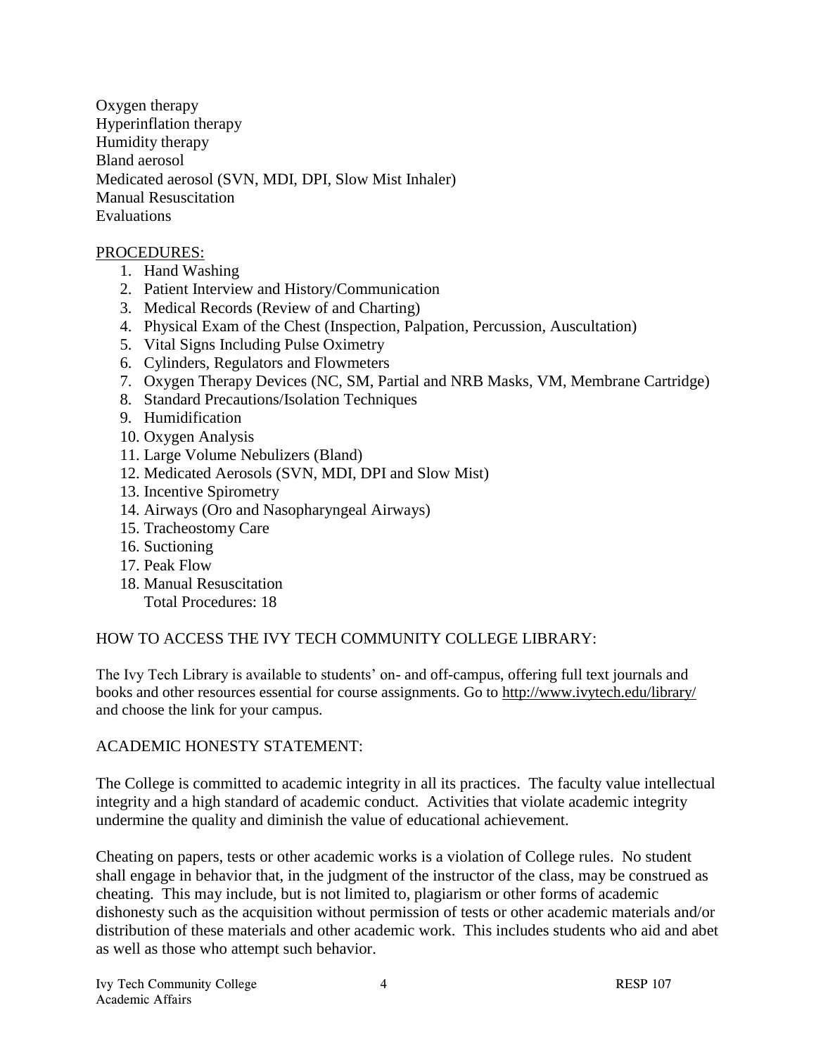Oxygen therapy
Hyperinflation therapy
Humidity therapy
Bland aerosol
Medicated aerosol (SVN, MDI, DPI, Slow Mist Inhaler)
Manual Resuscitation
Evaluations

PROCEDURES:

1. Hand Washing
2. Patient Interview and History/Communication
3. Medical Records (Review of and Charting)
4. Physical Exam of the Chest (Inspection, Palpation, Percussion, Auscultation)
5. Vital Signs Including Pulse Oximetry
6. Cylinders, Regulators and Flowmeters
7. Oxygen Therapy Devices (NC, SM, Partial and NRB Masks, VM, Membrane Cartridge)
8. Standard Precautions/Isolation Techniques
9. Humidification
10. Oxygen Analysis
11. Large Volume Nebulizers (Bland)
12. Medicated Aerosols (SVN, MDI, DPI and Slow Mist)
13. Incentive Spirometry
14. Airways (Oro and Nasopharyngeal Airways)
15. Tracheostomy Care
16. Suctioning
17. Peak Flow
18. Manual Resuscitation

   Total Procedures: 18

HOW TO ACCESS THE IVY TECH COMMUNITY COLLEGE LIBRARY:

The Ivy Tech Library is available to students' on- and off-campus, offering full text journals and books and other resources essential for course assignments. Go to http://www.ivytech.edu/library/ and choose the link for your campus.

ACADEMIC HONESTY STATEMENT:

The College is committed to academic integrity in all its practices. The faculty value intellectual integrity and a high standard of academic conduct. Activities that violate academic integrity undermine the quality and diminish the value of educational achievement.

Cheating on papers, tests or other academic works is a violation of College rules. No student shall engage in behavior that, in the judgment of the instructor of the class, may be construed as cheating. This may include, but is not limited to, plagiarism or other forms of academic dishonesty such as the acquisition without permission of tests or other academic materials and/or distribution of these materials and other academic work. This includes students who aid and abet as well as those who attempt such behavior.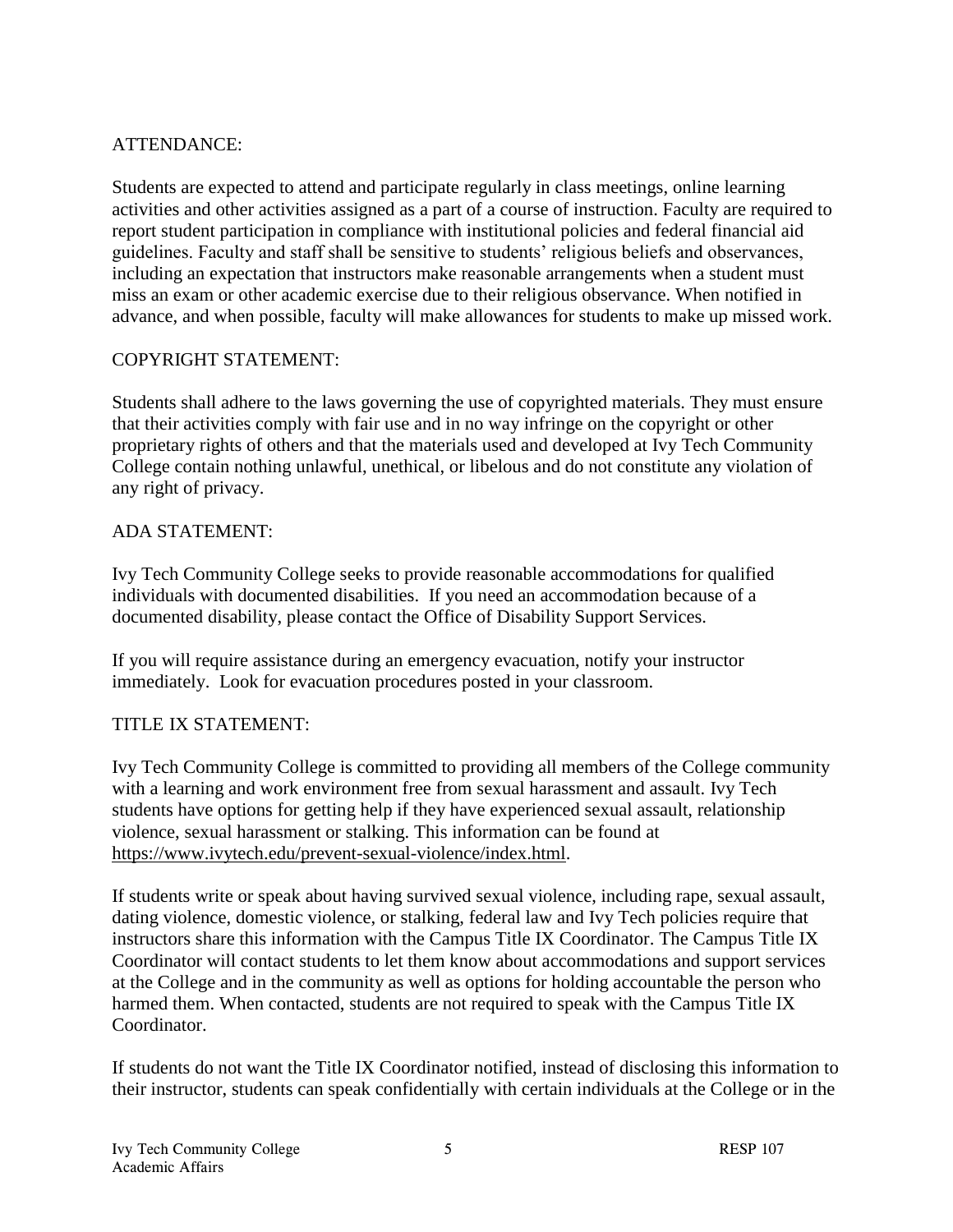## ATTENDANCE:

Students are expected to attend and participate regularly in class meetings, online learning activities and other activities assigned as a part of a course of instruction. Faculty are required to report student participation in compliance with institutional policies and federal financial aid guidelines. Faculty and staff shall be sensitive to students' religious beliefs and observances, including an expectation that instructors make reasonable arrangements when a student must miss an exam or other academic exercise due to their religious observance. When notified in advance, and when possible, faculty will make allowances for students to make up missed work.

## COPYRIGHT STATEMENT:

Students shall adhere to the laws governing the use of copyrighted materials. They must ensure that their activities comply with fair use and in no way infringe on the copyright or other proprietary rights of others and that the materials used and developed at Ivy Tech Community College contain nothing unlawful, unethical, or libelous and do not constitute any violation of any right of privacy.

## ADA STATEMENT:

Ivy Tech Community College seeks to provide reasonable accommodations for qualified individuals with documented disabilities. If you need an accommodation because of a documented disability, please contact the Office of Disability Support Services.

If you will require assistance during an emergency evacuation, notify your instructor immediately. Look for evacuation procedures posted in your classroom.

## TITLE IX STATEMENT:

Ivy Tech Community College is committed to providing all members of the College community with a learning and work environment free from sexual harassment and assault. Ivy Tech students have options for getting help if they have experienced sexual assault, relationship violence, sexual harassment or stalking. This information can be found at https://www.ivytech.edu/prevent-sexual-violence/index.html.

If students write or speak about having survived sexual violence, including rape, sexual assault, dating violence, domestic violence, or stalking, federal law and Ivy Tech policies require that instructors share this information with the Campus Title IX Coordinator. The Campus Title IX Coordinator will contact students to let them know about accommodations and support services at the College and in the community as well as options for holding accountable the person who harmed them. When contacted, students are not required to speak with the Campus Title IX Coordinator.

If students do not want the Title IX Coordinator notified, instead of disclosing this information to their instructor, students can speak confidentially with certain individuals at the College or in the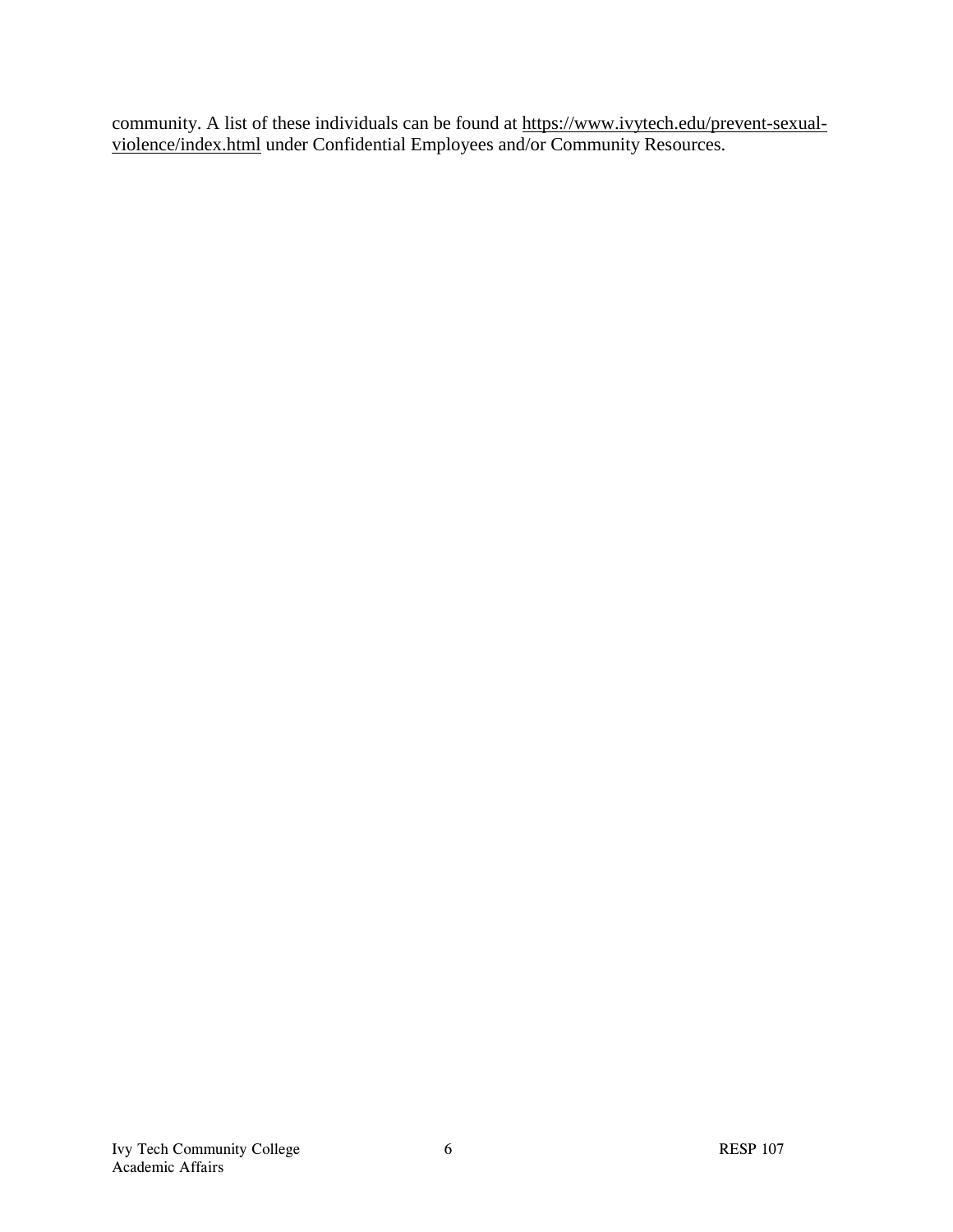community. A list of these individuals can be found at https://www.ivytech.edu/prevent-sexual-violence/index.html under Confidential Employees and/or Community Resources.